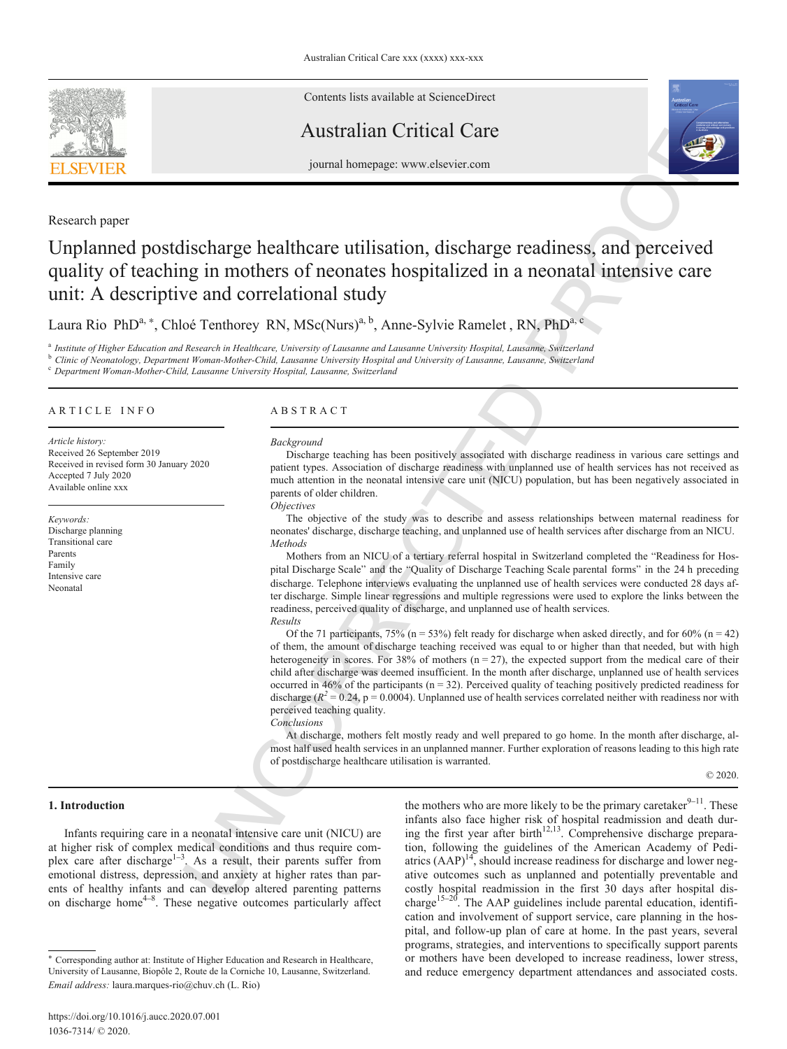Research paper

# Unplanned postdischarge healthcare utilisation, discharge readiness, and perceived quality of teaching in mothers of neonates hospitalized in a neonatal intensive care unit: A descriptive and correlational study

Laura Rio PhD[a, *], Chloé Tenthorey RN, MSc(Nurs)[a, b], Anne-Sylvie Ramelet, RN, PhD[a, c]

[a] Institute of Higher Education and Research in Healthcare, University of Lausanne and Lausanne University Hospital, Lausanne, Switzerland
[b] Clinic of Neonatology, Department Woman-Mother-Child, Lausanne University Hospital and University of Lausanne, Lausanne, Switzerland
[c] Department Woman-Mother-Child, Lausanne University Hospital, Lausanne, Switzerland

## ARTICLE INFO

*Article history:*
Received 26 September 2019
Received in revised form 30 January 2020
Accepted 7 July 2020
Available online xxx

*Keywords:*
Discharge planning
Transitional care
Parents
Family
Intensive care
Neonatal

## ABSTRACT

*Background*

Discharge teaching has been positively associated with discharge readiness in various care settings and patient types. Association of discharge readiness with unplanned use of health services has not received as much attention in the neonatal intensive care unit (NICU) population, but has been negatively associated in parents of older children.

*Objectives*

The objective of the study was to describe and assess relationships between maternal readiness for neonates' discharge, discharge teaching, and unplanned use of health services after discharge from an NICU.

*Methods*

Mothers from an NICU of a tertiary referral hospital in Switzerland completed the "Readiness for Hospital Discharge Scale" and the "Quality of Discharge Teaching Scale parental forms" in the 24 h preceding discharge. Telephone interviews evaluating the unplanned use of health services were conducted 28 days after discharge. Simple linear regressions and multiple regressions were used to explore the links between the readiness, perceived quality of discharge, and unplanned use of health services.

*Results*

Of the 71 participants, 75% (n = 53%) felt ready for discharge when asked directly, and for 60% (n = 42) of them, the amount of discharge teaching received was equal to or higher than that needed, but with high heterogeneity in scores. For 38% of mothers (n = 27), the expected support from the medical care of their child after discharge was deemed insufficient. In the month after discharge, unplanned use of health services occurred in 46% of the participants (n = 32). Perceived quality of teaching positively predicted readiness for discharge ($R^2 = 0.24$, p = 0.0004). Unplanned use of health services correlated neither with readiness nor with perceived teaching quality.

*Conclusions*

At discharge, mothers felt mostly ready and well prepared to go home. In the month after discharge, almost half used health services in an unplanned manner. Further exploration of reasons leading to this high rate of postdischarge healthcare utilisation is warranted.

© 2020.

## 1. Introduction

Infants requiring care in a neonatal intensive care unit (NICU) are at higher risk of complex medical conditions and thus require complex care after discharge[1–3]. As a result, their parents suffer from emotional distress, depression, and anxiety at higher rates than parents of healthy infants and can develop altered parenting patterns on discharge home[4–8]. These negative outcomes particularly affect the mothers who are more likely to be the primary caretaker[9–11]. These infants also face higher risk of hospital readmission and death during the first year after birth[12,13]. Comprehensive discharge preparation, following the guidelines of the American Academy of Pediatrics (AAP)[14], should increase readiness for discharge and lower negative outcomes such as unplanned and potentially preventable and costly hospital readmission in the first 30 days after hospital discharge[15–20]. The AAP guidelines include parental education, identification and involvement of support service, care planning in the hospital, and follow-up plan of care at home. In the past years, several programs, strategies, and interventions to specifically support parents or mothers have been developed to increase readiness, lower stress, and reduce emergency department attendances and associated costs.

---

\* Corresponding author at: Institute of Higher Education and Research in Healthcare, University of Lausanne, Biopôle 2, Route de la Corniche 10, Lausanne, Switzerland.
*Email address:* laura.marques-rio@chuv.ch (L. Rio)

https://doi.org/10.1016/j.aucc.2020.07.001
1036-7314/ © 2020.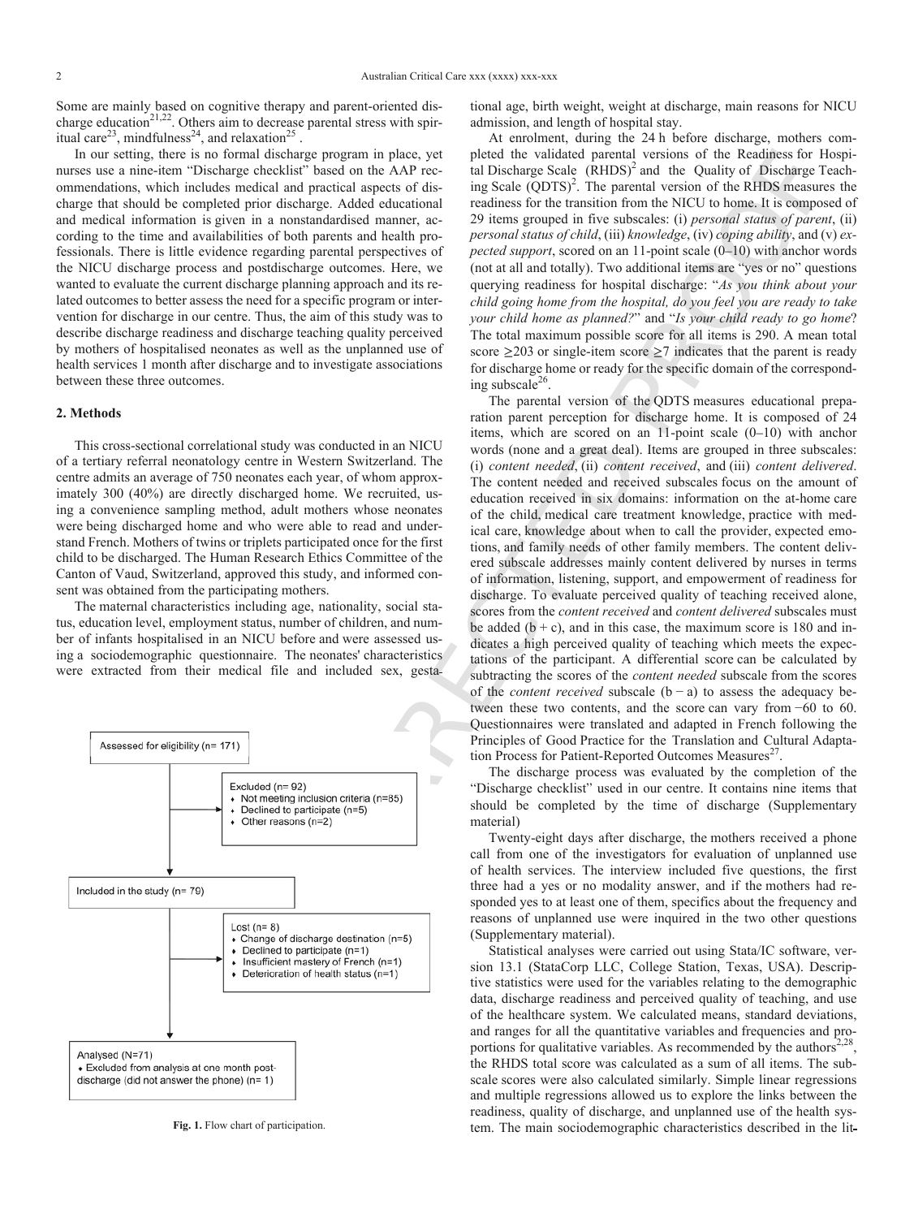Some are mainly based on cognitive therapy and parent-oriented discharge education[21,22]. Others aim to decrease parental stress with spiritual care[23], mindfulness[24], and relaxation[25] .

In our setting, there is no formal discharge program in place, yet nurses use a nine-item "Discharge checklist" based on the AAP recommendations, which includes medical and practical aspects of discharge that should be completed prior discharge. Added educational and medical information is given in a nonstandardised manner, according to the time and availabilities of both parents and health professionals. There is little evidence regarding parental perspectives of the NICU discharge process and postdischarge outcomes. Here, we wanted to evaluate the current discharge planning approach and its related outcomes to better assess the need for a specific program or intervention for discharge in our centre. Thus, the aim of this study was to describe discharge readiness and discharge teaching quality perceived by mothers of hospitalised neonates as well as the unplanned use of health services 1 month after discharge and to investigate associations between these three outcomes.

## 2. Methods

This cross-sectional correlational study was conducted in an NICU of a tertiary referral neonatology centre in Western Switzerland. The centre admits an average of 750 neonates each year, of whom approximately 300 (40%) are directly discharged home. We recruited, using a convenience sampling method, adult mothers whose neonates were being discharged home and who were able to read and understand French. Mothers of twins or triplets participated once for the first child to be discharged. The Human Research Ethics Committee of the Canton of Vaud, Switzerland, approved this study, and informed consent was obtained from the participating mothers.

The maternal characteristics including age, nationality, social status, education level, employment status, number of children, and number of infants hospitalised in an NICU before and were assessed using a sociodemographic questionnaire. The neonates' characteristics were extracted from their medical file and included sex, gestational age, birth weight, weight at discharge, main reasons for NICU admission, and length of hospital stay.

Assessed for eligibility (n= 171)

Excluded (n= 92)
- Not meeting inclusion criteria (n=85)
- Declined to participate (n=5)
- Other reasons (n=2)

Included in the study (n= 79)

Lost (n= 8)
- Change of discharge destination (n=5)
- Declined to participate (n=1)
- Insufficient mastery of French (n=1)
- Deterioration of health status (n=1)

Analysed (N=71)
- Excluded from analysis at one month post-discharge (did not answer the phone) (n= 1)

**Fig. 1.** Flow chart of participation.

At enrolment, during the 24 h before discharge, mothers completed the validated parental versions of the Readiness for Hospital Discharge Scale (RHDS)[2] and the Quality of Discharge Teaching Scale (QDTS)[2]. The parental version of the RHDS measures the readiness for the transition from the NICU to home. It is composed of 29 items grouped in five subscales: (i) *personal status of parent*, (ii) *personal status of child*, (iii) *knowledge*, (iv) *coping ability*, and (v) *expected support*, scored on an 11-point scale (0–10) with anchor words (not at all and totally). Two additional items are "yes or no" questions querying readiness for hospital discharge: "*As you think about your child going home from the hospital, do you feel you are ready to take your child home as planned?*" and "*Is your child ready to go home*? The total maximum possible score for all items is 290. A mean total score ≥203 or single-item score ≥7 indicates that the parent is ready for discharge home or ready for the specific domain of the corresponding subscale[26].

The parental version of the QDTS measures educational preparation parent perception for discharge home. It is composed of 24 items, which are scored on an 11-point scale (0–10) with anchor words (none and a great deal). Items are grouped in three subscales: (i) *content needed*, (ii) *content received*, and (iii) *content delivered*. The content needed and received subscales focus on the amount of education received in six domains: information on the at-home care of the child, medical care treatment knowledge, practice with medical care, knowledge about when to call the provider, expected emotions, and family needs of other family members. The content delivered subscale addresses mainly content delivered by nurses in terms of information, listening, support, and empowerment of readiness for discharge. To evaluate perceived quality of teaching received alone, scores from the *content received* and *content delivered* subscales must be added (b + c), and in this case, the maximum score is 180 and indicates a high perceived quality of teaching which meets the expectations of the participant. A differential score can be calculated by subtracting the scores of the *content needed* subscale from the scores of the *content received* subscale (b − a) to assess the adequacy between these two contents, and the score can vary from −60 to 60. Questionnaires were translated and adapted in French following the Principles of Good Practice for the Translation and Cultural Adaptation Process for Patient-Reported Outcomes Measures[27].

The discharge process was evaluated by the completion of the "Discharge checklist" used in our centre. It contains nine items that should be completed by the time of discharge (Supplementary material)

Twenty-eight days after discharge, the mothers received a phone call from one of the investigators for evaluation of unplanned use of health services. The interview included five questions, the first three had a yes or no modality answer, and if the mothers had responded yes to at least one of them, specifics about the frequency and reasons of unplanned use were inquired in the two other questions (Supplementary material).

Statistical analyses were carried out using Stata/IC software, version 13.1 (StataCorp LLC, College Station, Texas, USA). Descriptive statistics were used for the variables relating to the demographic data, discharge readiness and perceived quality of teaching, and use of the healthcare system. We calculated means, standard deviations, and ranges for all the quantitative variables and frequencies and proportions for qualitative variables. As recommended by the authors[2,28], the RHDS total score was calculated as a sum of all items. The subscale scores were also calculated similarly. Simple linear regressions and multiple regressions allowed us to explore the links between the readiness, quality of discharge, and unplanned use of the health system. The main sociodemographic characteristics described in the lit-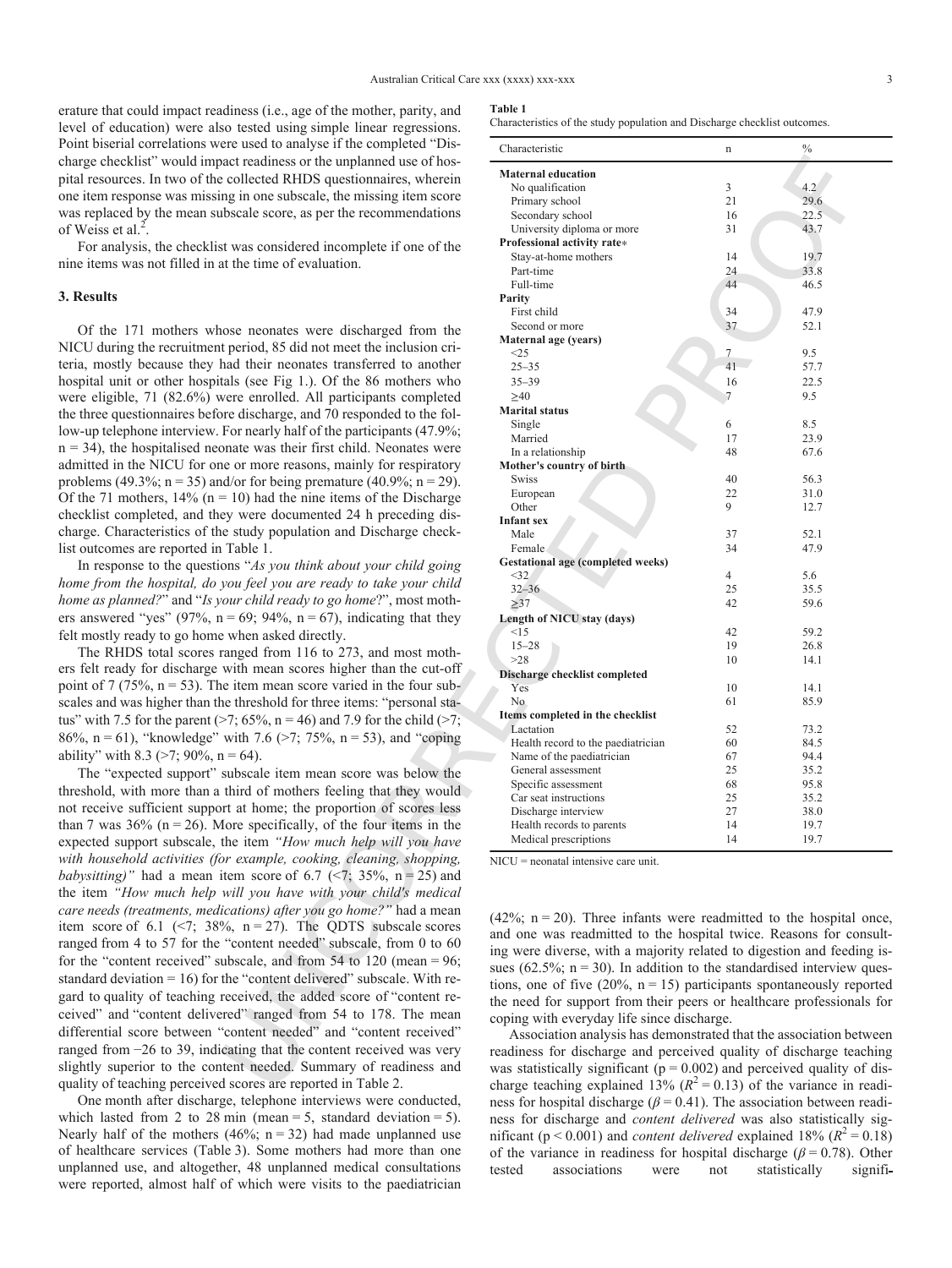erature that could impact readiness (i.e., age of the mother, parity, and level of education) were also tested using simple linear regressions. Point biserial correlations were used to analyse if the completed "Discharge checklist" would impact readiness or the unplanned use of hospital resources. In two of the collected RHDS questionnaires, wherein one item response was missing in one subscale, the missing item score was replaced by the mean subscale score, as per the recommendations of Weiss et al.[2].

For analysis, the checklist was considered incomplete if one of the nine items was not filled in at the time of evaluation.

## 3. Results

Of the 171 mothers whose neonates were discharged from the NICU during the recruitment period, 85 did not meet the inclusion criteria, mostly because they had their neonates transferred to another hospital unit or other hospitals (see Fig 1.). Of the 86 mothers who were eligible, 71 (82.6%) were enrolled. All participants completed the three questionnaires before discharge, and 70 responded to the follow-up telephone interview. For nearly half of the participants (47.9%; n = 34), the hospitalised neonate was their first child. Neonates were admitted in the NICU for one or more reasons, mainly for respiratory problems (49.3%; n = 35) and/or for being premature (40.9%; n = 29). Of the 71 mothers, 14% (n = 10) had the nine items of the Discharge checklist completed, and they were documented 24 h preceding discharge. Characteristics of the study population and Discharge checklist outcomes are reported in Table 1.

In response to the questions "*As you think about your child going home from the hospital, do you feel you are ready to take your child home as planned?*" and "*Is your child ready to go home*?", most mothers answered "yes" (97%, n = 69; 94%, n = 67), indicating that they felt mostly ready to go home when asked directly.

The RHDS total scores ranged from 116 to 273, and most mothers felt ready for discharge with mean scores higher than the cut-off point of 7 (75%, n = 53). The item mean score varied in the four subscales and was higher than the threshold for three items: "personal status" with 7.5 for the parent (>7; 65%, n = 46) and 7.9 for the child (>7; 86%, n = 61), "knowledge" with 7.6 (>7; 75%, n = 53), and "coping ability" with 8.3 (>7; 90%, n = 64).

The "expected support" subscale item mean score was below the threshold, with more than a third of mothers feeling that they would not receive sufficient support at home; the proportion of scores less than 7 was 36% (n = 26). More specifically, of the four items in the expected support subscale, the item *"How much help will you have with household activities (for example, cooking, cleaning, shopping, babysitting)"* had a mean item score of 6.7 (<7; 35%, n = 25) and the item *"How much help will you have with your child's medical care needs (treatments, medications) after you go home?"* had a mean item score of 6.1 (<7; 38%, n = 27). The QDTS subscale scores ranged from 4 to 57 for the "content needed" subscale, from 0 to 60 for the "content received" subscale, and from 54 to 120 (mean = 96; standard deviation = 16) for the "content delivered" subscale. With regard to quality of teaching received, the added score of "content received" and "content delivered" ranged from 54 to 178. The mean differential score between "content needed" and "content received" ranged from −26 to 39, indicating that the content received was very slightly superior to the content needed. Summary of readiness and quality of teaching perceived scores are reported in Table 2.

One month after discharge, telephone interviews were conducted, which lasted from 2 to 28 min (mean = 5, standard deviation = 5). Nearly half of the mothers (46%; n = 32) had made unplanned use of healthcare services (Table 3). Some mothers had more than one unplanned use, and altogether, 48 unplanned medical consultations were reported, almost half of which were visits to the paediatrician (42%; n = 20). Three infants were readmitted to the hospital once, and one was readmitted to the hospital twice. Reasons for consulting were diverse, with a majority related to digestion and feeding issues (62.5%; n = 30). In addition to the standardised interview questions, one of five (20%, n = 15) participants spontaneously reported the need for support from their peers or healthcare professionals for coping with everyday life since discharge.

Association analysis has demonstrated that the association between readiness for discharge and perceived quality of discharge teaching was statistically significant ($p = 0.002$) and perceived quality of discharge teaching explained 13% ($R^2 = 0.13$) of the variance in readiness for hospital discharge ($\beta = 0.41$). The association between readiness for discharge and *content delivered* was also statistically significant ($p < 0.001$) and *content delivered* explained 18% ($R^2 = 0.18$) of the variance in readiness for hospital discharge ($\beta = 0.78$). Other tested associations were not statistically signifi-

**Table 1**
Characteristics of the study population and Discharge checklist outcomes.

| Characteristic | n | % |
|---|---|---|
| **Maternal education** | | |
| No qualification | 3 | 4.2 |
| Primary school | 21 | 29.6 |
| Secondary school | 16 | 22.5 |
| University diploma or more | 31 | 43.7 |
| **Professional activity rate*** | | |
| Stay-at-home mothers | 14 | 19.7 |
| Part-time | 24 | 33.8 |
| Full-time | 44 | 46.5 |
| **Parity** | | |
| First child | 34 | 47.9 |
| Second or more | 37 | 52.1 |
| **Maternal age (years)** | | |
| <25 | 7 | 9.5 |
| 25–35 | 41 | 57.7 |
| 35–39 | 16 | 22.5 |
| ≥40 | 7 | 9.5 |
| **Marital status** | | |
| Single | 6 | 8.5 |
| Married | 17 | 23.9 |
| In a relationship | 48 | 67.6 |
| **Mother's country of birth** | | |
| Swiss | 40 | 56.3 |
| European | 22 | 31.0 |
| Other | 9 | 12.7 |
| **Infant sex** | | |
| Male | 37 | 52.1 |
| Female | 34 | 47.9 |
| **Gestational age (completed weeks)** | | |
| <32 | 4 | 5.6 |
| 32–36 | 25 | 35.5 |
| ≥37 | 42 | 59.6 |
| **Length of NICU stay (days)** | | |
| <15 | 42 | 59.2 |
| 15–28 | 19 | 26.8 |
| >28 | 10 | 14.1 |
| **Discharge checklist completed** | | |
| Yes | 10 | 14.1 |
| No | 61 | 85.9 |
| **Items completed in the checklist** | | |
| Lactation | 52 | 73.2 |
| Health record to the paediatrician | 60 | 84.5 |
| Name of the paediatrician | 67 | 94.4 |
| General assessment | 25 | 35.2 |
| Specific assessment | 68 | 95.8 |
| Car seat instructions | 25 | 35.2 |
| Discharge interview | 27 | 38.0 |
| Health records to parents | 14 | 19.7 |
| Medical prescriptions | 14 | 19.7 |

NICU = neonatal intensive care unit.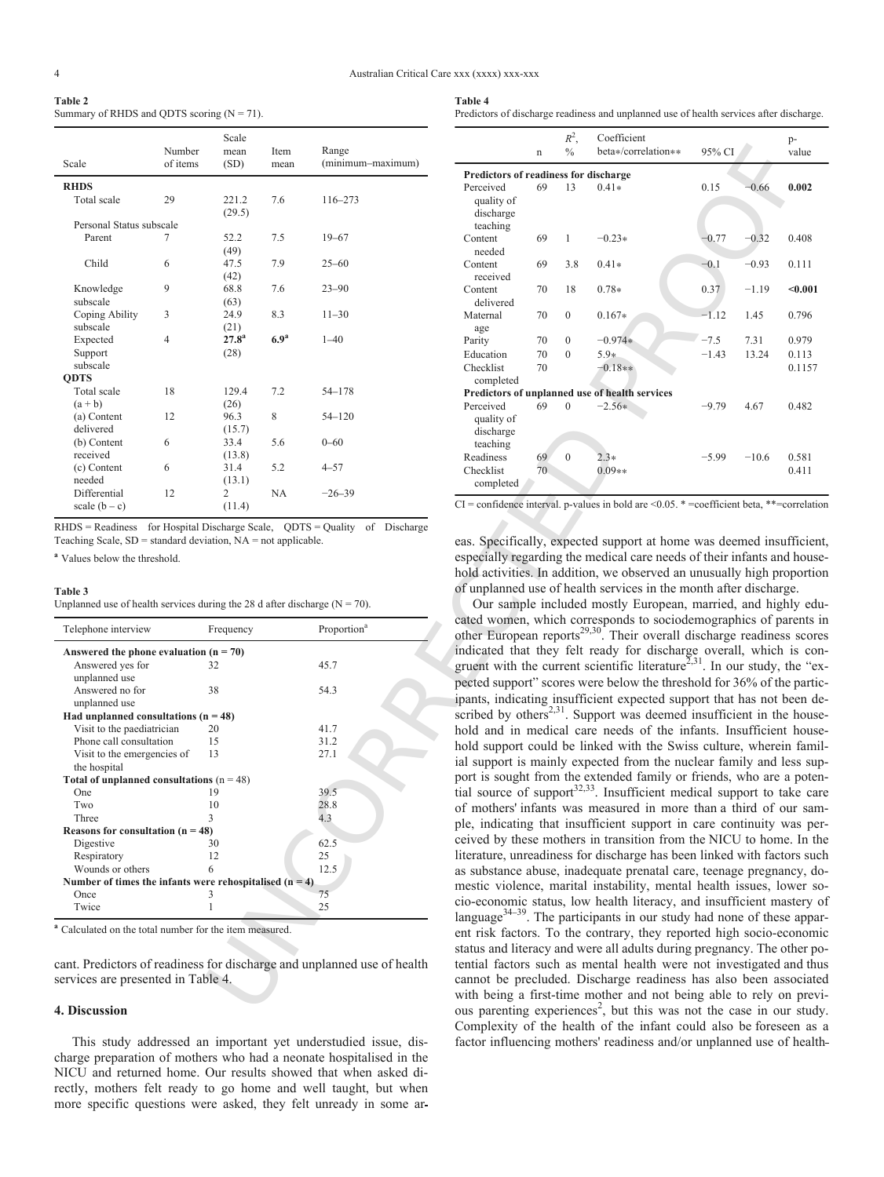**Table 2**
Summary of RHDS and QDTS scoring (N = 71).

| Scale | Number of items | Scale mean (SD) | Item mean | Range (minimum–maximum) |
|---|---|---|---|---|
| **RHDS** | | | | |
| Total scale | 29 | 221.2 (29.5) | 7.6 | 116–273 |
| Personal Status subscale | | | | |
| Parent | 7 | 52.2 (49) | 7.5 | 19–67 |
| Child | 6 | 47.5 (42) | 7.9 | 25–60 |
| Knowledge subscale | 9 | 68.8 (63) | 7.6 | 23–90 |
| Coping Ability subscale | 3 | 24.9 (21) | 8.3 | 11–30 |
| Expected Support subscale | 4 | **27.8**[a] (28) | **6.9**[a] | 1–40 |
| **QDTS** | | | | |
| Total scale (a + b) | 18 | 129.4 (26) | 7.2 | 54–178 |
| (a) Content delivered | 12 | 96.3 (15.7) | 8 | 54–120 |
| (b) Content received | 6 | 33.4 (13.8) | 5.6 | 0–60 |
| (c) Content needed | 6 | 31.4 (13.1) | 5.2 | 4–57 |
| Differential scale (b – c) | 12 | 2 (11.4) | NA | −26–39 |

RHDS = Readiness for Hospital Discharge Scale, QDTS = Quality of Discharge Teaching Scale, SD = standard deviation, NA = not applicable.

[a] Values below the threshold.

**Table 3**
Unplanned use of health services during the 28 d after discharge (N = 70).

| Telephone interview | Frequency | Proportion[a] |
|---|---|---|
| **Answered the phone evaluation (n = 70)** | | |
| Answered yes for unplanned use | 32 | 45.7 |
| Answered no for unplanned use | 38 | 54.3 |
| **Had unplanned consultations (n = 48)** | | |
| Visit to the paediatrician | 20 | 41.7 |
| Phone call consultation | 15 | 31.2 |
| Visit to the emergencies of the hospital | 13 | 27.1 |
| **Total of unplanned consultations** (n = 48) | | |
| One | 19 | 39.5 |
| Two | 10 | 28.8 |
| Three | 3 | 4.3 |
| **Reasons for consultation (n = 48)** | | |
| Digestive | 30 | 62.5 |
| Respiratory | 12 | 25 |
| Wounds or others | 6 | 12.5 |
| **Number of times the infants were rehospitalised (n = 4)** | | |
| Once | 3 | 75 |
| Twice | 1 | 25 |

[a] Calculated on the total number for the item measured.

cant. Predictors of readiness for discharge and unplanned use of health services are presented in Table 4.

## 4. Discussion

This study addressed an important yet understudied issue, discharge preparation of mothers who had a neonate hospitalised in the NICU and returned home. Our results showed that when asked directly, mothers felt ready to go home and well taught, but when more specific questions were asked, they felt unready in some areas. Specifically, expected support at home was deemed insufficient, especially regarding the medical care needs of their infants and household activities. In addition, we observed an unusually high proportion of unplanned use of health services in the month after discharge.

**Table 4**
Predictors of discharge readiness and unplanned use of health services after discharge.

| | n | $R^2$, % | Coefficient beta*/correlation** | 95% CI | | p-value |
|---|---|---|---|---|---|---|
| **Predictors of readiness for discharge** | | | | | | |
| Perceived quality of discharge teaching | 69 | 13 | 0.41* | 0.15 | −0.66 | **0.002** |
| Content needed | 69 | 1 | −0.23* | −0.77 | −0.32 | 0.408 |
| Content received | 69 | 3.8 | 0.41* | −0.1 | −0.93 | 0.111 |
| Content delivered | 70 | 18 | 0.78* | 0.37 | −1.19 | **<0.001** |
| Maternal age | 70 | 0 | 0.167* | −1.12 | 1.45 | 0.796 |
| Parity | 70 | 0 | −0.974* | −7.5 | 7.31 | 0.979 |
| Education | 70 | 0 | 5.9* | −1.43 | 13.24 | 0.113 |
| Checklist completed | 70 | | −0.18** | | | 0.1157 |
| **Predictors of unplanned use of health services** | | | | | | |
| Perceived quality of discharge teaching | 69 | 0 | −2.56* | −9.79 | 4.67 | 0.482 |
| Readiness | 69 | 0 | 2.3* | −5.99 | −10.6 | 0.581 |
| Checklist completed | 70 | | 0.09** | | | 0.411 |

CI = confidence interval. p-values in bold are <0.05. * =coefficient beta, **=correlation

Our sample included mostly European, married, and highly educated women, which corresponds to sociodemographics of parents in other European reports[29,30]. Their overall discharge readiness scores indicated that they felt ready for discharge overall, which is congruent with the current scientific literature[2,31]. In our study, the "expected support" scores were below the threshold for 36% of the participants, indicating insufficient expected support that has not been described by others[2,31]. Support was deemed insufficient in the household and in medical care needs of the infants. Insufficient household support could be linked with the Swiss culture, wherein familial support is mainly expected from the nuclear family and less support is sought from the extended family or friends, who are a potential source of support[32,33]. Insufficient medical support to take care of mothers' infants was measured in more than a third of our sample, indicating that insufficient support in care continuity was perceived by these mothers in transition from the NICU to home. In the literature, unreadiness for discharge has been linked with factors such as substance abuse, inadequate prenatal care, teenage pregnancy, domestic violence, marital instability, mental health issues, lower socio-economic status, low health literacy, and insufficient mastery of language[34–39]. The participants in our study had none of these apparent risk factors. To the contrary, they reported high socio-economic status and literacy and were all adults during pregnancy. The other potential factors such as mental health were not investigated and thus cannot be precluded. Discharge readiness has also been associated with being a first-time mother and not being able to rely on previous parenting experiences[2], but this was not the case in our study. Complexity of the health of the infant could also be foreseen as a factor influencing mothers' readiness and/or unplanned use of health-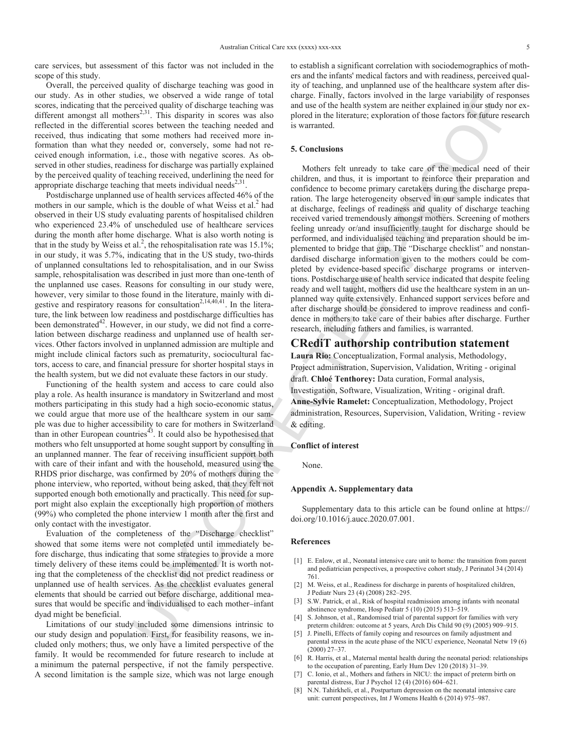care services, but assessment of this factor was not included in the scope of this study.

Overall, the perceived quality of discharge teaching was good in our study. As in other studies, we observed a wide range of total scores, indicating that the perceived quality of discharge teaching was different amongst all mothers[2,31]. This disparity in scores was also reflected in the differential scores between the teaching needed and received, thus indicating that some mothers had received more information than what they needed or, conversely, some had not received enough information, i.e., those with negative scores. As observed in other studies, readiness for discharge was partially explained by the perceived quality of teaching received, underlining the need for appropriate discharge teaching that meets individual needs[2,31].

Postdischarge unplanned use of health services affected 46% of the mothers in our sample, which is the double of what Weiss et al.[2] had observed in their US study evaluating parents of hospitalised children who experienced 23.4% of unscheduled use of healthcare services during the month after home discharge. What is also worth noting is that in the study by Weiss et al.[2], the rehospitalisation rate was 15.1%; in our study, it was 5.7%, indicating that in the US study, two-thirds of unplanned consultations led to rehospitalisation, and in our Swiss sample, rehospitalisation was described in just more than one-tenth of the unplanned use cases. Reasons for consulting in our study were, however, very similar to those found in the literature, mainly with digestive and respiratory reasons for consultation[2,14,40,41]. In the literature, the link between low readiness and postdischarge difficulties has been demonstrated[42]. However, in our study, we did not find a correlation between discharge readiness and unplanned use of health services. Other factors involved in unplanned admission are multiple and might include clinical factors such as prematurity, sociocultural factors, access to care, and financial pressure for shorter hospital stays in the health system, but we did not evaluate these factors in our study.

Functioning of the health system and access to care could also play a role. As health insurance is mandatory in Switzerland and most mothers participating in this study had a high socio-economic status, we could argue that more use of the healthcare system in our sample was due to higher accessibility to care for mothers in Switzerland than in other European countries[43]. It could also be hypothesised that mothers who felt unsupported at home sought support by consulting in an unplanned manner. The fear of receiving insufficient support both with care of their infant and with the household, measured using the RHDS prior discharge, was confirmed by 20% of mothers during the phone interview, who reported, without being asked, that they felt not supported enough both emotionally and practically. This need for support might also explain the exceptionally high proportion of mothers (99%) who completed the phone interview 1 month after the first and only contact with the investigator.

Evaluation of the completeness of the "Discharge checklist" showed that some items were not completed until immediately before discharge, thus indicating that some strategies to provide a more timely delivery of these items could be implemented. It is worth noting that the completeness of the checklist did not predict readiness or unplanned use of health services. As the checklist evaluates general elements that should be carried out before discharge, additional measures that would be specific and individualised to each mother–infant dyad might be beneficial.

Limitations of our study included some dimensions intrinsic to our study design and population. First, for feasibility reasons, we included only mothers; thus, we only have a limited perspective of the family. It would be recommended for future research to include at a minimum the paternal perspective, if not the family perspective. A second limitation is the sample size, which was not large enough to establish a significant correlation with sociodemographics of mothers and the infants' medical factors and with readiness, perceived quality of teaching, and unplanned use of the healthcare system after discharge. Finally, factors involved in the large variability of responses and use of the health system are neither explained in our study nor explored in the literature; exploration of those factors for future research is warranted.

## 5. Conclusions

Mothers felt unready to take care of the medical need of their children, and thus, it is important to reinforce their preparation and confidence to become primary caretakers during the discharge preparation. The large heterogeneity observed in our sample indicates that at discharge, feelings of readiness and quality of discharge teaching received varied tremendously amongst mothers. Screening of mothers feeling unready or/and insufficiently taught for discharge should be performed, and individualised teaching and preparation should be implemented to bridge that gap. The "Discharge checklist" and nonstandardised discharge information given to the mothers could be completed by evidence-based specific discharge programs or interventions. Postdischarge use of health service indicated that despite feeling ready and well taught, mothers did use the healthcare system in an unplanned way quite extensively. Enhanced support services before and after discharge should be considered to improve readiness and confidence in mothers to take care of their babies after discharge. Further research, including fathers and families, is warranted.

## CRediT authorship contribution statement

**Laura Rio:** Conceptualization, Formal analysis, Methodology, Project administration, Supervision, Validation, Writing - original draft. **Chloé Tenthorey:** Data curation, Formal analysis, Investigation, Software, Visualization, Writing - original draft. **Anne-Sylvie Ramelet:** Conceptualization, Methodology, Project administration, Resources, Supervision, Validation, Writing - review & editing.

## Conflict of interest

None.

## Appendix A. Supplementary data

Supplementary data to this article can be found online at https://doi.org/10.1016/j.aucc.2020.07.001.

## References

[1] E. Enlow, et al., Neonatal intensive care unit to home: the transition from parent and pediatrician perspectives, a prospective cohort study, J Perinatol 34 (2014) 761.

[2] M. Weiss, et al., Readiness for discharge in parents of hospitalized children, J Pediatr Nurs 23 (4) (2008) 282–295.

[3] S.W. Patrick, et al., Risk of hospital readmission among infants with neonatal abstinence syndrome, Hosp Pediatr 5 (10) (2015) 513–519.

[4] S. Johnson, et al., Randomised trial of parental support for families with very preterm children: outcome at 5 years, Arch Dis Child 90 (9) (2005) 909–915.

[5] J. Pinelli, Effects of family coping and resources on family adjustment and parental stress in the acute phase of the NICU experience, Neonatal Netw 19 (6) (2000) 27–37.

[6] R. Harris, et al., Maternal mental health during the neonatal period: relationships to the occupation of parenting, Early Hum Dev 120 (2018) 31–39.

[7] C. Ionio, et al., Mothers and fathers in NICU: the impact of preterm birth on parental distress, Eur J Psychol 12 (4) (2016) 604–621.

[8] N.N. Tahirkheli, et al., Postpartum depression on the neonatal intensive care unit: current perspectives, Int J Womens Health 6 (2014) 975–987.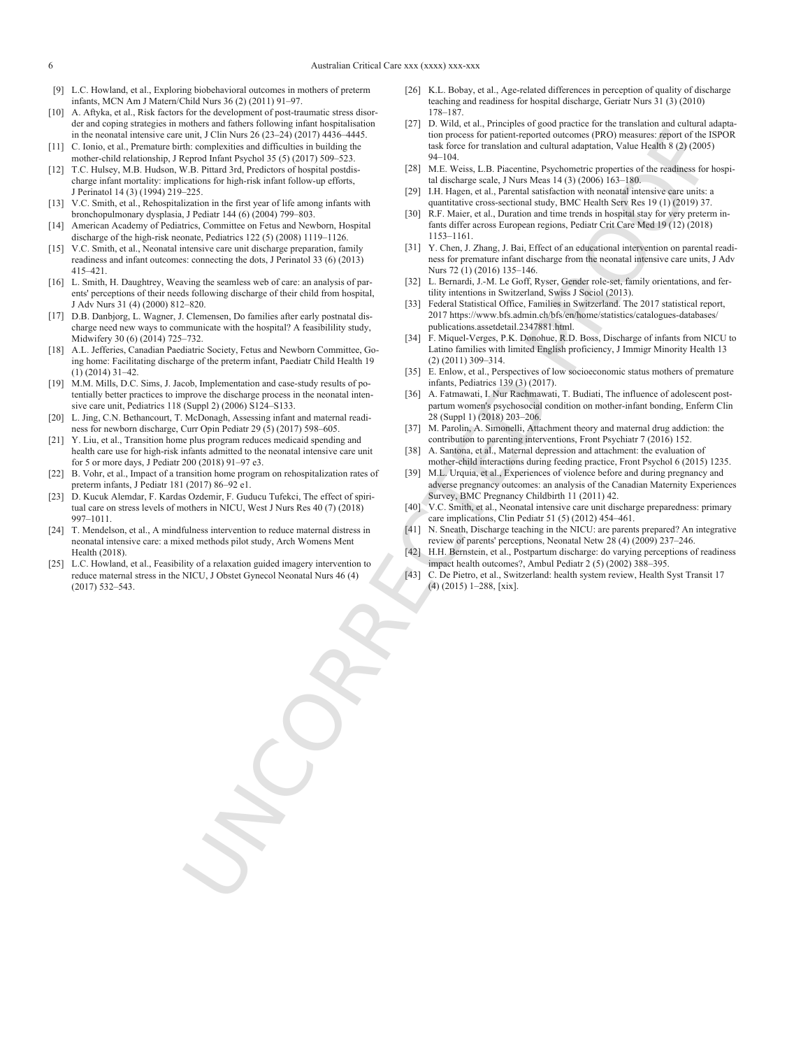[9] L.C. Howland, et al., Exploring biobehavioral outcomes in mothers of preterm infants, MCN Am J Matern/Child Nurs 36 (2) (2011) 91–97.

[10] A. Aftyka, et al., Risk factors for the development of post-traumatic stress disorder and coping strategies in mothers and fathers following infant hospitalisation in the neonatal intensive care unit, J Clin Nurs 26 (23–24) (2017) 4436–4445.

[11] C. Ionio, et al., Premature birth: complexities and difficulties in building the mother-child relationship, J Reprod Infant Psychol 35 (5) (2017) 509–523.

[12] T.C. Hulsey, M.B. Hudson, W.B. Pittard 3rd, Predictors of hospital postdischarge infant mortality: implications for high-risk infant follow-up efforts, J Perinatol 14 (3) (1994) 219–225.

[13] V.C. Smith, et al., Rehospitalization in the first year of life among infants with bronchopulmonary dysplasia, J Pediatr 144 (6) (2004) 799–803.

[14] American Academy of Pediatrics, Committee on Fetus and Newborn, Hospital discharge of the high-risk neonate, Pediatrics 122 (5) (2008) 1119–1126.

[15] V.C. Smith, et al., Neonatal intensive care unit discharge preparation, family readiness and infant outcomes: connecting the dots, J Perinatol 33 (6) (2013) 415–421.

[16] L. Smith, H. Daughtrey, Weaving the seamless web of care: an analysis of parents' perceptions of their needs following discharge of their child from hospital, J Adv Nurs 31 (4) (2000) 812–820.

[17] D.B. Danbjorg, L. Wagner, J. Clemensen, Do families after early postnatal discharge need new ways to communicate with the hospital? A feasibilility study, Midwifery 30 (6) (2014) 725–732.

[18] A.L. Jefferies, Canadian Paediatric Society, Fetus and Newborn Committee, Going home: Facilitating discharge of the preterm infant, Paediatr Child Health 19 (1) (2014) 31–42.

[19] M.M. Mills, D.C. Sims, J. Jacob, Implementation and case-study results of potentially better practices to improve the discharge process in the neonatal intensive care unit, Pediatrics 118 (Suppl 2) (2006) S124–S133.

[20] L. Jing, C.N. Bethancourt, T. McDonagh, Assessing infant and maternal readiness for newborn discharge, Curr Opin Pediatr 29 (5) (2017) 598–605.

[21] Y. Liu, et al., Transition home plus program reduces medicaid spending and health care use for high-risk infants admitted to the neonatal intensive care unit for 5 or more days, J Pediatr 200 (2018) 91–97 e3.

[22] B. Vohr, et al., Impact of a transition home program on rehospitalization rates of preterm infants, J Pediatr 181 (2017) 86–92 e1.

[23] D. Kucuk Alemdar, F. Kardas Ozdemir, F. Guducu Tufekci, The effect of spiritual care on stress levels of mothers in NICU, West J Nurs Res 40 (7) (2018) 997–1011.

[24] T. Mendelson, et al., A mindfulness intervention to reduce maternal distress in neonatal intensive care: a mixed methods pilot study, Arch Womens Ment Health (2018).

[25] L.C. Howland, et al., Feasibility of a relaxation guided imagery intervention to reduce maternal stress in the NICU, J Obstet Gynecol Neonatal Nurs 46 (4) (2017) 532–543.

[26] K.L. Bobay, et al., Age-related differences in perception of quality of discharge teaching and readiness for hospital discharge, Geriatr Nurs 31 (3) (2010) 178–187.

[27] D. Wild, et al., Principles of good practice for the translation and cultural adaptation process for patient-reported outcomes (PRO) measures: report of the ISPOR task force for translation and cultural adaptation, Value Health 8 (2) (2005) 94–104.

[28] M.E. Weiss, L.B. Piacentine, Psychometric properties of the readiness for hospital discharge scale, J Nurs Meas 14 (3) (2006) 163–180.

[29] I.H. Hagen, et al., Parental satisfaction with neonatal intensive care units: a quantitative cross-sectional study, BMC Health Serv Res 19 (1) (2019) 37.

[30] R.F. Maier, et al., Duration and time trends in hospital stay for very preterm infants differ across European regions, Pediatr Crit Care Med 19 (12) (2018) 1153–1161.

[31] Y. Chen, J. Zhang, J. Bai, Effect of an educational intervention on parental readiness for premature infant discharge from the neonatal intensive care units, J Adv Nurs 72 (1) (2016) 135–146.

[32] L. Bernardi, J.-M. Le Goff, Ryser, Gender role-set, family orientations, and fertility intentions in Switzerland, Swiss J Sociol (2013).

[33] Federal Statistical Office, Families in Switzerland. The 2017 statistical report, 2017 https://www.bfs.admin.ch/bfs/en/home/statistics/catalogues-databases/publications.assetdetail.2347881.html.

[34] F. Miquel-Verges, P.K. Donohue, R.D. Boss, Discharge of infants from NICU to Latino families with limited English proficiency, J Immigr Minority Health 13 (2) (2011) 309–314.

[35] E. Enlow, et al., Perspectives of low socioeconomic status mothers of premature infants, Pediatrics 139 (3) (2017).

[36] A. Fatmawati, I. Nur Rachmawati, T. Budiati, The influence of adolescent postpartum women's psychosocial condition on mother-infant bonding, Enferm Clin 28 (Suppl 1) (2018) 203–206.

[37] M. Parolin, A. Simonelli, Attachment theory and maternal drug addiction: the contribution to parenting interventions, Front Psychiatr 7 (2016) 152.

[38] A. Santona, et al., Maternal depression and attachment: the evaluation of mother-child interactions during feeding practice, Front Psychol 6 (2015) 1235.

[39] M.L. Urquia, et al., Experiences of violence before and during pregnancy and adverse pregnancy outcomes: an analysis of the Canadian Maternity Experiences Survey, BMC Pregnancy Childbirth 11 (2011) 42.

[40] V.C. Smith, et al., Neonatal intensive care unit discharge preparedness: primary care implications, Clin Pediatr 51 (5) (2012) 454–461.

[41] N. Sneath, Discharge teaching in the NICU: are parents prepared? An integrative review of parents' perceptions, Neonatal Netw 28 (4) (2009) 237–246.

[42] H.H. Bernstein, et al., Postpartum discharge: do varying perceptions of readiness impact health outcomes?, Ambul Pediatr 2 (5) (2002) 388–395.

[43] C. De Pietro, et al., Switzerland: health system review, Health Syst Transit 17 (4) (2015) 1–288, [xix].